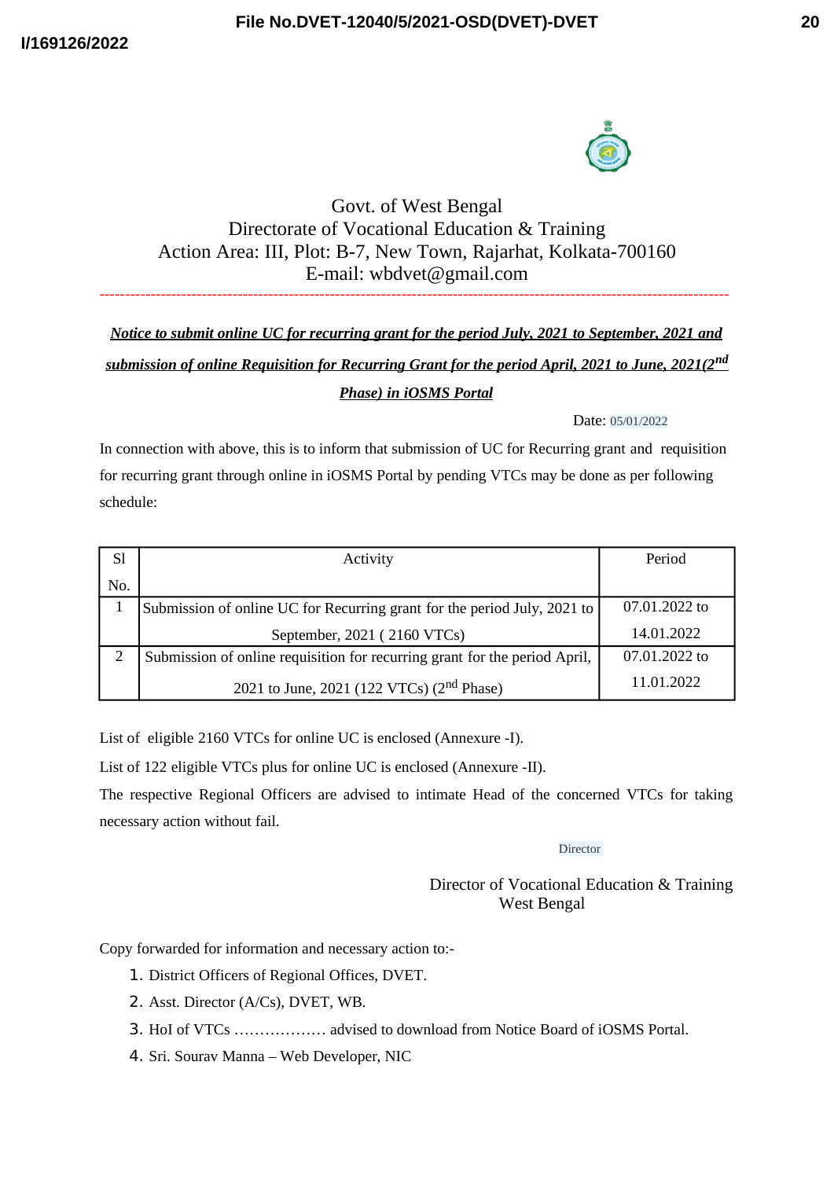Govt. of West Bengal
Directorate of Vocational Education & Training
Action Area: III, Plot: B-7, New Town, Rajarhat, Kolkata-700160
E-mail: wbdvet@gmail.com

---

***Notice to submit online UC for recurring grant for the period July, 2021 to September, 2021 and submission of online Requisition for Recurring Grant for the period April, 2021 to June, 2021(2nd Phase) in iOSMS Portal***

Date: 05/01/2022

In connection with above, this is to inform that submission of UC for Recurring grant and requisition for recurring grant through online in iOSMS Portal by pending VTCs may be done as per following schedule:

| Sl No. | Activity | Period |
|---|---|---|
| 1 | Submission of online UC for Recurring grant for the period July, 2021 to September, 2021 ( 2160 VTCs) | 07.01.2022 to 14.01.2022 |
| 2 | Submission of online requisition for recurring grant for the period April, 2021 to June, 2021 (122 VTCs) (2nd Phase) | 07.01.2022 to 11.01.2022 |

List of eligible 2160 VTCs for online UC is enclosed (Annexure -I).

List of 122 eligible VTCs plus for online UC is enclosed (Annexure -II).

The respective Regional Officers are advised to intimate Head of the concerned VTCs for taking necessary action without fail.

Director

Director of Vocational Education & Training
West Bengal

Copy forwarded for information and necessary action to:-

1. District Officers of Regional Offices, DVET.
2. Asst. Director (A/Cs), DVET, WB.
3. HoI of VTCs ……………… advised to download from Notice Board of iOSMS Portal.
4. Sri. Sourav Manna – Web Developer, NIC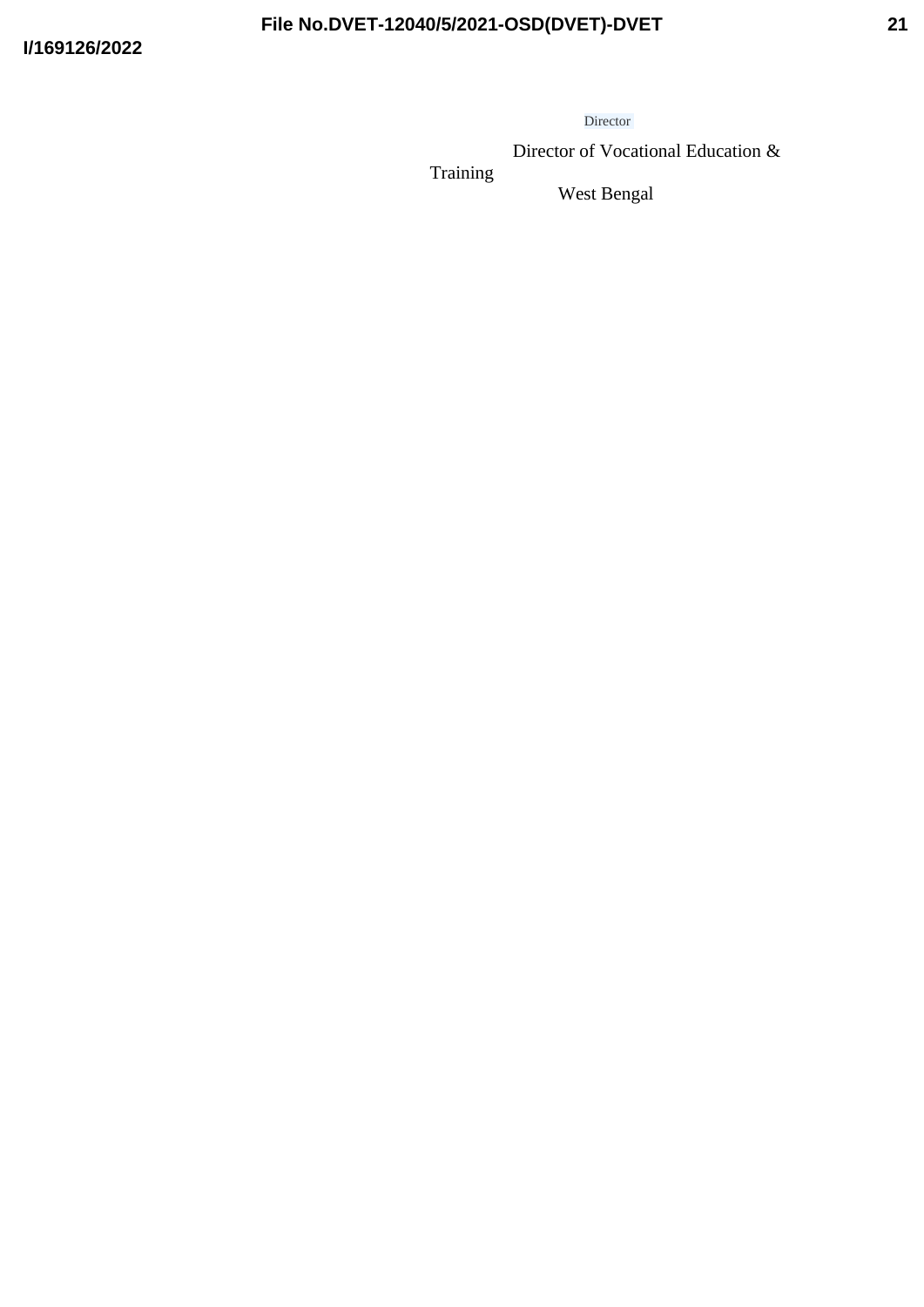Director

Director of Vocational Education & Training

West Bengal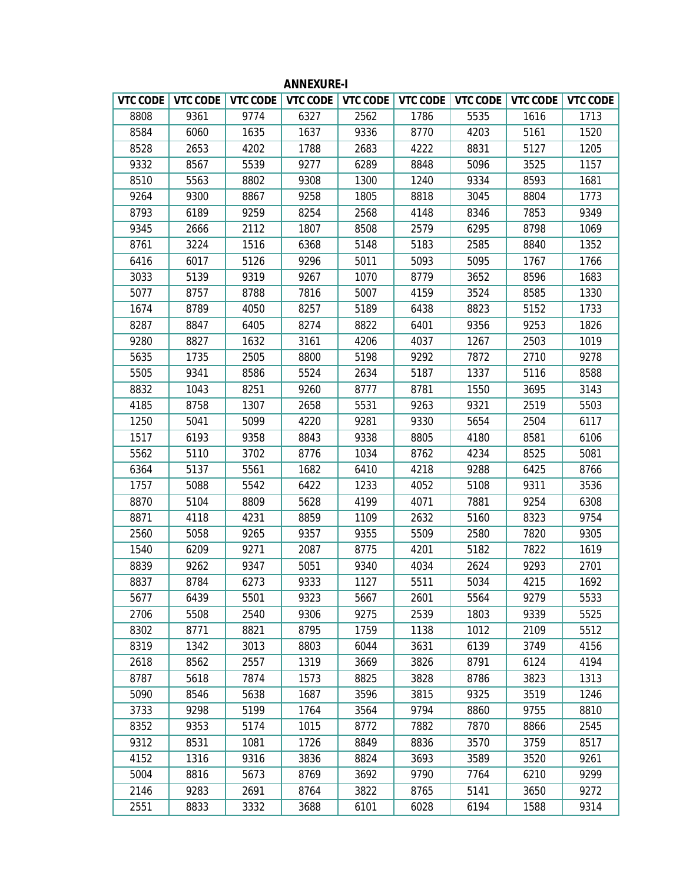**ANNEXURE-I**

| VTC CODE | VTC CODE | VTC CODE | VTC CODE | VTC CODE | VTC CODE | VTC CODE | VTC CODE | VTC CODE |
|---|---|---|---|---|---|---|---|---|
| 8808 | 9361 | 9774 | 6327 | 2562 | 1786 | 5535 | 1616 | 1713 |
| 8584 | 6060 | 1635 | 1637 | 9336 | 8770 | 4203 | 5161 | 1520 |
| 8528 | 2653 | 4202 | 1788 | 2683 | 4222 | 8831 | 5127 | 1205 |
| 9332 | 8567 | 5539 | 9277 | 6289 | 8848 | 5096 | 3525 | 1157 |
| 8510 | 5563 | 8802 | 9308 | 1300 | 1240 | 9334 | 8593 | 1681 |
| 9264 | 9300 | 8867 | 9258 | 1805 | 8818 | 3045 | 8804 | 1773 |
| 8793 | 6189 | 9259 | 8254 | 2568 | 4148 | 8346 | 7853 | 9349 |
| 9345 | 2666 | 2112 | 1807 | 8508 | 2579 | 6295 | 8798 | 1069 |
| 8761 | 3224 | 1516 | 6368 | 5148 | 5183 | 2585 | 8840 | 1352 |
| 6416 | 6017 | 5126 | 9296 | 5011 | 5093 | 5095 | 1767 | 1766 |
| 3033 | 5139 | 9319 | 9267 | 1070 | 8779 | 3652 | 8596 | 1683 |
| 5077 | 8757 | 8788 | 7816 | 5007 | 4159 | 3524 | 8585 | 1330 |
| 1674 | 8789 | 4050 | 8257 | 5189 | 6438 | 8823 | 5152 | 1733 |
| 8287 | 8847 | 6405 | 8274 | 8822 | 6401 | 9356 | 9253 | 1826 |
| 9280 | 8827 | 1632 | 3161 | 4206 | 4037 | 1267 | 2503 | 1019 |
| 5635 | 1735 | 2505 | 8800 | 5198 | 9292 | 7872 | 2710 | 9278 |
| 5505 | 9341 | 8586 | 5524 | 2634 | 5187 | 1337 | 5116 | 8588 |
| 8832 | 1043 | 8251 | 9260 | 8777 | 8781 | 1550 | 3695 | 3143 |
| 4185 | 8758 | 1307 | 2658 | 5531 | 9263 | 9321 | 2519 | 5503 |
| 1250 | 5041 | 5099 | 4220 | 9281 | 9330 | 5654 | 2504 | 6117 |
| 1517 | 6193 | 9358 | 8843 | 9338 | 8805 | 4180 | 8581 | 6106 |
| 5562 | 5110 | 3702 | 8776 | 1034 | 8762 | 4234 | 8525 | 5081 |
| 6364 | 5137 | 5561 | 1682 | 6410 | 4218 | 9288 | 6425 | 8766 |
| 1757 | 5088 | 5542 | 6422 | 1233 | 4052 | 5108 | 9311 | 3536 |
| 8870 | 5104 | 8809 | 5628 | 4199 | 4071 | 7881 | 9254 | 6308 |
| 8871 | 4118 | 4231 | 8859 | 1109 | 2632 | 5160 | 8323 | 9754 |
| 2560 | 5058 | 9265 | 9357 | 9355 | 5509 | 2580 | 7820 | 9305 |
| 1540 | 6209 | 9271 | 2087 | 8775 | 4201 | 5182 | 7822 | 1619 |
| 8839 | 9262 | 9347 | 5051 | 9340 | 4034 | 2624 | 9293 | 2701 |
| 8837 | 8784 | 6273 | 9333 | 1127 | 5511 | 5034 | 4215 | 1692 |
| 5677 | 6439 | 5501 | 9323 | 5667 | 2601 | 5564 | 9279 | 5533 |
| 2706 | 5508 | 2540 | 9306 | 9275 | 2539 | 1803 | 9339 | 5525 |
| 8302 | 8771 | 8821 | 8795 | 1759 | 1138 | 1012 | 2109 | 5512 |
| 8319 | 1342 | 3013 | 8803 | 6044 | 3631 | 6139 | 3749 | 4156 |
| 2618 | 8562 | 2557 | 1319 | 3669 | 3826 | 8791 | 6124 | 4194 |
| 8787 | 5618 | 7874 | 1573 | 8825 | 3828 | 8786 | 3823 | 1313 |
| 5090 | 8546 | 5638 | 1687 | 3596 | 3815 | 9325 | 3519 | 1246 |
| 3733 | 9298 | 5199 | 1764 | 3564 | 9794 | 8860 | 9755 | 8810 |
| 8352 | 9353 | 5174 | 1015 | 8772 | 7882 | 7870 | 8866 | 2545 |
| 9312 | 8531 | 1081 | 1726 | 8849 | 8836 | 3570 | 3759 | 8517 |
| 4152 | 1316 | 9316 | 3836 | 8824 | 3693 | 3589 | 3520 | 9261 |
| 5004 | 8816 | 5673 | 8769 | 3692 | 9790 | 7764 | 6210 | 9299 |
| 2146 | 9283 | 2691 | 8764 | 3822 | 8765 | 5141 | 3650 | 9272 |
| 2551 | 8833 | 3332 | 3688 | 6101 | 6028 | 6194 | 1588 | 9314 |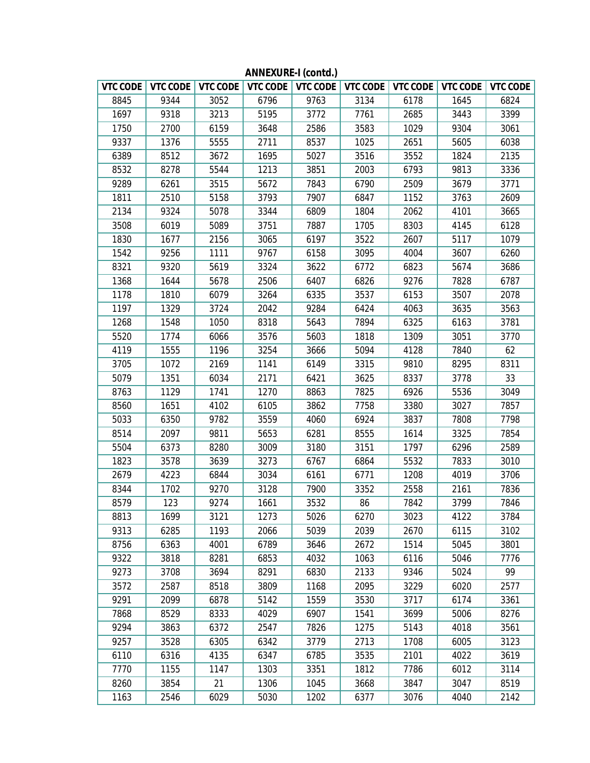**ANNEXURE-I (contd.)**

| VTC CODE | VTC CODE | VTC CODE | VTC CODE | VTC CODE | VTC CODE | VTC CODE | VTC CODE | VTC CODE |
|---|---|---|---|---|---|---|---|---|
| 8845 | 9344 | 3052 | 6796 | 9763 | 3134 | 6178 | 1645 | 6824 |
| 1697 | 9318 | 3213 | 5195 | 3772 | 7761 | 2685 | 3443 | 3399 |
| 1750 | 2700 | 6159 | 3648 | 2586 | 3583 | 1029 | 9304 | 3061 |
| 9337 | 1376 | 5555 | 2711 | 8537 | 1025 | 2651 | 5605 | 6038 |
| 6389 | 8512 | 3672 | 1695 | 5027 | 3516 | 3552 | 1824 | 2135 |
| 8532 | 8278 | 5544 | 1213 | 3851 | 2003 | 6793 | 9813 | 3336 |
| 9289 | 6261 | 3515 | 5672 | 7843 | 6790 | 2509 | 3679 | 3771 |
| 1811 | 2510 | 5158 | 3793 | 7907 | 6847 | 1152 | 3763 | 2609 |
| 2134 | 9324 | 5078 | 3344 | 6809 | 1804 | 2062 | 4101 | 3665 |
| 3508 | 6019 | 5089 | 3751 | 7887 | 1705 | 8303 | 4145 | 6128 |
| 1830 | 1677 | 2156 | 3065 | 6197 | 3522 | 2607 | 5117 | 1079 |
| 1542 | 9256 | 1111 | 9767 | 6158 | 3095 | 4004 | 3607 | 6260 |
| 8321 | 9320 | 5619 | 3324 | 3622 | 6772 | 6823 | 5674 | 3686 |
| 1368 | 1644 | 5678 | 2506 | 6407 | 6826 | 9276 | 7828 | 6787 |
| 1178 | 1810 | 6079 | 3264 | 6335 | 3537 | 6153 | 3507 | 2078 |
| 1197 | 1329 | 3724 | 2042 | 9284 | 6424 | 4063 | 3635 | 3563 |
| 1268 | 1548 | 1050 | 8318 | 5643 | 7894 | 6325 | 6163 | 3781 |
| 5520 | 1774 | 6066 | 3576 | 5603 | 1818 | 1309 | 3051 | 3770 |
| 4119 | 1555 | 1196 | 3254 | 3666 | 5094 | 4128 | 7840 | 62 |
| 3705 | 1072 | 2169 | 1141 | 6149 | 3315 | 9810 | 8295 | 8311 |
| 5079 | 1351 | 6034 | 2171 | 6421 | 3625 | 8337 | 3778 | 33 |
| 8763 | 1129 | 1741 | 1270 | 8863 | 7825 | 6926 | 5536 | 3049 |
| 8560 | 1651 | 4102 | 6105 | 3862 | 7758 | 3380 | 3027 | 7857 |
| 5033 | 6350 | 9782 | 3559 | 4060 | 6924 | 3837 | 7808 | 7798 |
| 8514 | 2097 | 9811 | 5653 | 6281 | 8555 | 1614 | 3325 | 7854 |
| 5504 | 6373 | 8280 | 3009 | 3180 | 3151 | 1797 | 6296 | 2589 |
| 1823 | 3578 | 3639 | 3273 | 6767 | 6864 | 5532 | 7833 | 3010 |
| 2679 | 4223 | 6844 | 3034 | 6161 | 6771 | 1208 | 4019 | 3706 |
| 8344 | 1702 | 9270 | 3128 | 7900 | 3352 | 2558 | 2161 | 7836 |
| 8579 | 123 | 9274 | 1661 | 3532 | 86 | 7842 | 3799 | 7846 |
| 8813 | 1699 | 3121 | 1273 | 5026 | 6270 | 3023 | 4122 | 3784 |
| 9313 | 6285 | 1193 | 2066 | 5039 | 2039 | 2670 | 6115 | 3102 |
| 8756 | 6363 | 4001 | 6789 | 3646 | 2672 | 1514 | 5045 | 3801 |
| 9322 | 3818 | 8281 | 6853 | 4032 | 1063 | 6116 | 5046 | 7776 |
| 9273 | 3708 | 3694 | 8291 | 6830 | 2133 | 9346 | 5024 | 99 |
| 3572 | 2587 | 8518 | 3809 | 1168 | 2095 | 3229 | 6020 | 2577 |
| 9291 | 2099 | 6878 | 5142 | 1559 | 3530 | 3717 | 6174 | 3361 |
| 7868 | 8529 | 8333 | 4029 | 6907 | 1541 | 3699 | 5006 | 8276 |
| 9294 | 3863 | 6372 | 2547 | 7826 | 1275 | 5143 | 4018 | 3561 |
| 9257 | 3528 | 6305 | 6342 | 3779 | 2713 | 1708 | 6005 | 3123 |
| 6110 | 6316 | 4135 | 6347 | 6785 | 3535 | 2101 | 4022 | 3619 |
| 7770 | 1155 | 1147 | 1303 | 3351 | 1812 | 7786 | 6012 | 3114 |
| 8260 | 3854 | 21 | 1306 | 1045 | 3668 | 3847 | 3047 | 8519 |
| 1163 | 2546 | 6029 | 5030 | 1202 | 6377 | 3076 | 4040 | 2142 |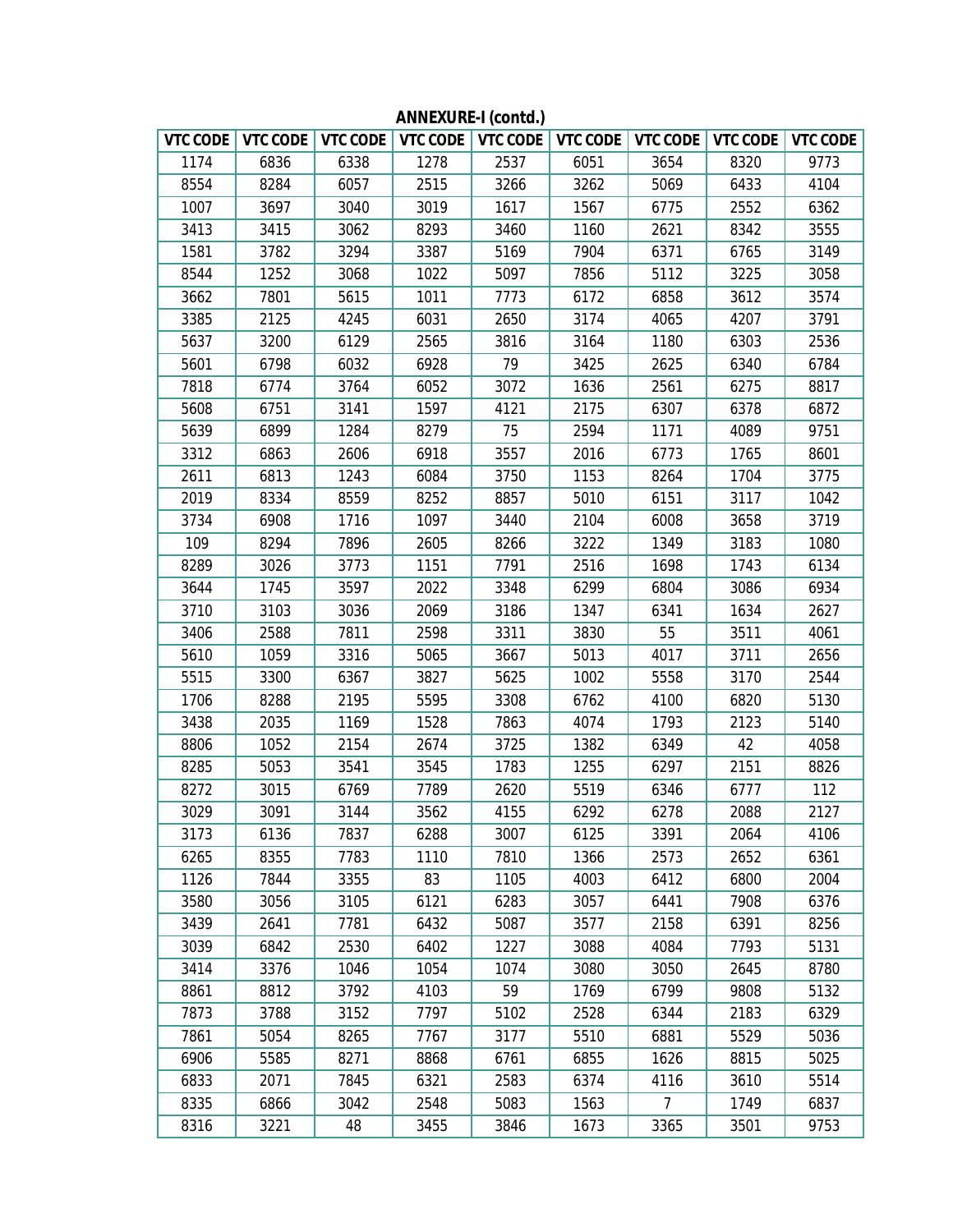**ANNEXURE-I (contd.)**

| VTC CODE | VTC CODE | VTC CODE | VTC CODE | VTC CODE | VTC CODE | VTC CODE | VTC CODE | VTC CODE |
|---|---|---|---|---|---|---|---|---|
| 1174 | 6836 | 6338 | 1278 | 2537 | 6051 | 3654 | 8320 | 9773 |
| 8554 | 8284 | 6057 | 2515 | 3266 | 3262 | 5069 | 6433 | 4104 |
| 1007 | 3697 | 3040 | 3019 | 1617 | 1567 | 6775 | 2552 | 6362 |
| 3413 | 3415 | 3062 | 8293 | 3460 | 1160 | 2621 | 8342 | 3555 |
| 1581 | 3782 | 3294 | 3387 | 5169 | 7904 | 6371 | 6765 | 3149 |
| 8544 | 1252 | 3068 | 1022 | 5097 | 7856 | 5112 | 3225 | 3058 |
| 3662 | 7801 | 5615 | 1011 | 7773 | 6172 | 6858 | 3612 | 3574 |
| 3385 | 2125 | 4245 | 6031 | 2650 | 3174 | 4065 | 4207 | 3791 |
| 5637 | 3200 | 6129 | 2565 | 3816 | 3164 | 1180 | 6303 | 2536 |
| 5601 | 6798 | 6032 | 6928 | 79 | 3425 | 2625 | 6340 | 6784 |
| 7818 | 6774 | 3764 | 6052 | 3072 | 1636 | 2561 | 6275 | 8817 |
| 5608 | 6751 | 3141 | 1597 | 4121 | 2175 | 6307 | 6378 | 6872 |
| 5639 | 6899 | 1284 | 8279 | 75 | 2594 | 1171 | 4089 | 9751 |
| 3312 | 6863 | 2606 | 6918 | 3557 | 2016 | 6773 | 1765 | 8601 |
| 2611 | 6813 | 1243 | 6084 | 3750 | 1153 | 8264 | 1704 | 3775 |
| 2019 | 8334 | 8559 | 8252 | 8857 | 5010 | 6151 | 3117 | 1042 |
| 3734 | 6908 | 1716 | 1097 | 3440 | 2104 | 6008 | 3658 | 3719 |
| 109 | 8294 | 7896 | 2605 | 8266 | 3222 | 1349 | 3183 | 1080 |
| 8289 | 3026 | 3773 | 1151 | 7791 | 2516 | 1698 | 1743 | 6134 |
| 3644 | 1745 | 3597 | 2022 | 3348 | 6299 | 6804 | 3086 | 6934 |
| 3710 | 3103 | 3036 | 2069 | 3186 | 1347 | 6341 | 1634 | 2627 |
| 3406 | 2588 | 7811 | 2598 | 3311 | 3830 | 55 | 3511 | 4061 |
| 5610 | 1059 | 3316 | 5065 | 3667 | 5013 | 4017 | 3711 | 2656 |
| 5515 | 3300 | 6367 | 3827 | 5625 | 1002 | 5558 | 3170 | 2544 |
| 1706 | 8288 | 2195 | 5595 | 3308 | 6762 | 4100 | 6820 | 5130 |
| 3438 | 2035 | 1169 | 1528 | 7863 | 4074 | 1793 | 2123 | 5140 |
| 8806 | 1052 | 2154 | 2674 | 3725 | 1382 | 6349 | 42 | 4058 |
| 8285 | 5053 | 3541 | 3545 | 1783 | 1255 | 6297 | 2151 | 8826 |
| 8272 | 3015 | 6769 | 7789 | 2620 | 5519 | 6346 | 6777 | 112 |
| 3029 | 3091 | 3144 | 3562 | 4155 | 6292 | 6278 | 2088 | 2127 |
| 3173 | 6136 | 7837 | 6288 | 3007 | 6125 | 3391 | 2064 | 4106 |
| 6265 | 8355 | 7783 | 1110 | 7810 | 1366 | 2573 | 2652 | 6361 |
| 1126 | 7844 | 3355 | 83 | 1105 | 4003 | 6412 | 6800 | 2004 |
| 3580 | 3056 | 3105 | 6121 | 6283 | 3057 | 6441 | 7908 | 6376 |
| 3439 | 2641 | 7781 | 6432 | 5087 | 3577 | 2158 | 6391 | 8256 |
| 3039 | 6842 | 2530 | 6402 | 1227 | 3088 | 4084 | 7793 | 5131 |
| 3414 | 3376 | 1046 | 1054 | 1074 | 3080 | 3050 | 2645 | 8780 |
| 8861 | 8812 | 3792 | 4103 | 59 | 1769 | 6799 | 9808 | 5132 |
| 7873 | 3788 | 3152 | 7797 | 5102 | 2528 | 6344 | 2183 | 6329 |
| 7861 | 5054 | 8265 | 7767 | 3177 | 5510 | 6881 | 5529 | 5036 |
| 6906 | 5585 | 8271 | 8868 | 6761 | 6855 | 1626 | 8815 | 5025 |
| 6833 | 2071 | 7845 | 6321 | 2583 | 6374 | 4116 | 3610 | 5514 |
| 8335 | 6866 | 3042 | 2548 | 5083 | 1563 | 7 | 1749 | 6837 |
| 8316 | 3221 | 48 | 3455 | 3846 | 1673 | 3365 | 3501 | 9753 |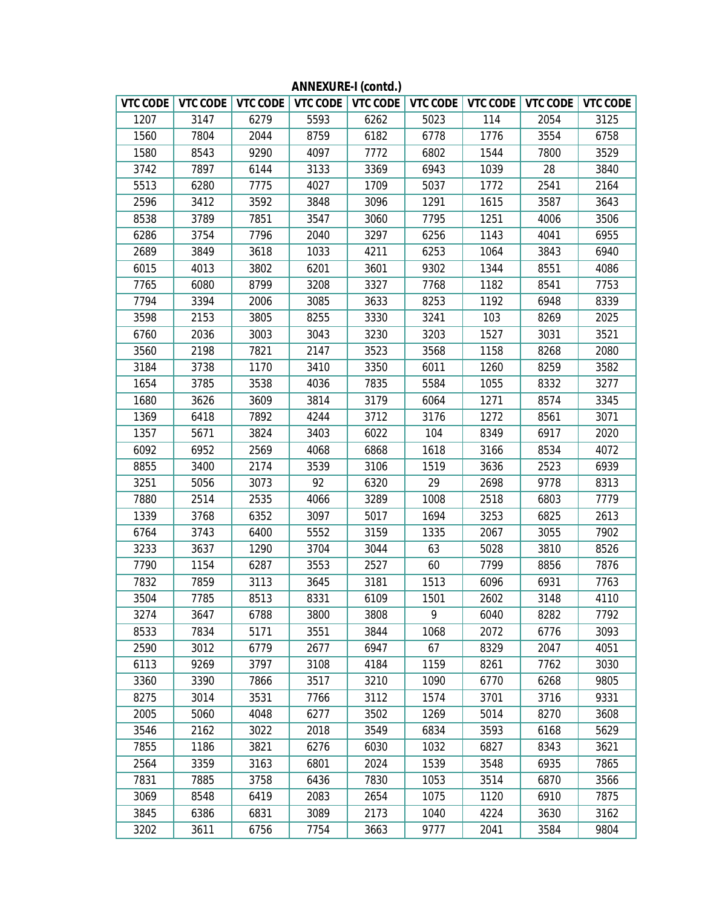**ANNEXURE-I (contd.)**

| VTC CODE | VTC CODE | VTC CODE | VTC CODE | VTC CODE | VTC CODE | VTC CODE | VTC CODE | VTC CODE |
|---|---|---|---|---|---|---|---|---|
| 1207 | 3147 | 6279 | 5593 | 6262 | 5023 | 114 | 2054 | 3125 |
| 1560 | 7804 | 2044 | 8759 | 6182 | 6778 | 1776 | 3554 | 6758 |
| 1580 | 8543 | 9290 | 4097 | 7772 | 6802 | 1544 | 7800 | 3529 |
| 3742 | 7897 | 6144 | 3133 | 3369 | 6943 | 1039 | 28 | 3840 |
| 5513 | 6280 | 7775 | 4027 | 1709 | 5037 | 1772 | 2541 | 2164 |
| 2596 | 3412 | 3592 | 3848 | 3096 | 1291 | 1615 | 3587 | 3643 |
| 8538 | 3789 | 7851 | 3547 | 3060 | 7795 | 1251 | 4006 | 3506 |
| 6286 | 3754 | 7796 | 2040 | 3297 | 6256 | 1143 | 4041 | 6955 |
| 2689 | 3849 | 3618 | 1033 | 4211 | 6253 | 1064 | 3843 | 6940 |
| 6015 | 4013 | 3802 | 6201 | 3601 | 9302 | 1344 | 8551 | 4086 |
| 7765 | 6080 | 8799 | 3208 | 3327 | 7768 | 1182 | 8541 | 7753 |
| 7794 | 3394 | 2006 | 3085 | 3633 | 8253 | 1192 | 6948 | 8339 |
| 3598 | 2153 | 3805 | 8255 | 3330 | 3241 | 103 | 8269 | 2025 |
| 6760 | 2036 | 3003 | 3043 | 3230 | 3203 | 1527 | 3031 | 3521 |
| 3560 | 2198 | 7821 | 2147 | 3523 | 3568 | 1158 | 8268 | 2080 |
| 3184 | 3738 | 1170 | 3410 | 3350 | 6011 | 1260 | 8259 | 3582 |
| 1654 | 3785 | 3538 | 4036 | 7835 | 5584 | 1055 | 8332 | 3277 |
| 1680 | 3626 | 3609 | 3814 | 3179 | 6064 | 1271 | 8574 | 3345 |
| 1369 | 6418 | 7892 | 4244 | 3712 | 3176 | 1272 | 8561 | 3071 |
| 1357 | 5671 | 3824 | 3403 | 6022 | 104 | 8349 | 6917 | 2020 |
| 6092 | 6952 | 2569 | 4068 | 6868 | 1618 | 3166 | 8534 | 4072 |
| 8855 | 3400 | 2174 | 3539 | 3106 | 1519 | 3636 | 2523 | 6939 |
| 3251 | 5056 | 3073 | 92 | 6320 | 29 | 2698 | 9778 | 8313 |
| 7880 | 2514 | 2535 | 4066 | 3289 | 1008 | 2518 | 6803 | 7779 |
| 1339 | 3768 | 6352 | 3097 | 5017 | 1694 | 3253 | 6825 | 2613 |
| 6764 | 3743 | 6400 | 5552 | 3159 | 1335 | 2067 | 3055 | 7902 |
| 3233 | 3637 | 1290 | 3704 | 3044 | 63 | 5028 | 3810 | 8526 |
| 7790 | 1154 | 6287 | 3553 | 2527 | 60 | 7799 | 8856 | 7876 |
| 7832 | 7859 | 3113 | 3645 | 3181 | 1513 | 6096 | 6931 | 7763 |
| 3504 | 7785 | 8513 | 8331 | 6109 | 1501 | 2602 | 3148 | 4110 |
| 3274 | 3647 | 6788 | 3800 | 3808 | 9 | 6040 | 8282 | 7792 |
| 8533 | 7834 | 5171 | 3551 | 3844 | 1068 | 2072 | 6776 | 3093 |
| 2590 | 3012 | 6779 | 2677 | 6947 | 67 | 8329 | 2047 | 4051 |
| 6113 | 9269 | 3797 | 3108 | 4184 | 1159 | 8261 | 7762 | 3030 |
| 3360 | 3390 | 7866 | 3517 | 3210 | 1090 | 6770 | 6268 | 9805 |
| 8275 | 3014 | 3531 | 7766 | 3112 | 1574 | 3701 | 3716 | 9331 |
| 2005 | 5060 | 4048 | 6277 | 3502 | 1269 | 5014 | 8270 | 3608 |
| 3546 | 2162 | 3022 | 2018 | 3549 | 6834 | 3593 | 6168 | 5629 |
| 7855 | 1186 | 3821 | 6276 | 6030 | 1032 | 6827 | 8343 | 3621 |
| 2564 | 3359 | 3163 | 6801 | 2024 | 1539 | 3548 | 6935 | 7865 |
| 7831 | 7885 | 3758 | 6436 | 7830 | 1053 | 3514 | 6870 | 3566 |
| 3069 | 8548 | 6419 | 2083 | 2654 | 1075 | 1120 | 6910 | 7875 |
| 3845 | 6386 | 6831 | 3089 | 2173 | 1040 | 4224 | 3630 | 3162 |
| 3202 | 3611 | 6756 | 7754 | 3663 | 9777 | 2041 | 3584 | 9804 |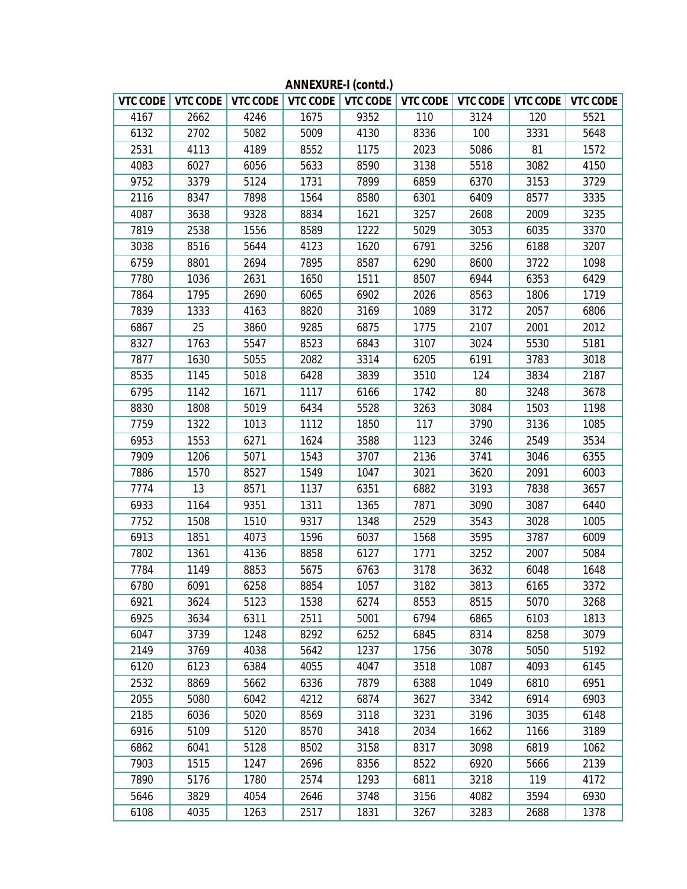**ANNEXURE-I (contd.)**

| VTC CODE | VTC CODE | VTC CODE | VTC CODE | VTC CODE | VTC CODE | VTC CODE | VTC CODE | VTC CODE |
|---|---|---|---|---|---|---|---|---|
| 4167 | 2662 | 4246 | 1675 | 9352 | 110 | 3124 | 120 | 5521 |
| 6132 | 2702 | 5082 | 5009 | 4130 | 8336 | 100 | 3331 | 5648 |
| 2531 | 4113 | 4189 | 8552 | 1175 | 2023 | 5086 | 81 | 1572 |
| 4083 | 6027 | 6056 | 5633 | 8590 | 3138 | 5518 | 3082 | 4150 |
| 9752 | 3379 | 5124 | 1731 | 7899 | 6859 | 6370 | 3153 | 3729 |
| 2116 | 8347 | 7898 | 1564 | 8580 | 6301 | 6409 | 8577 | 3335 |
| 4087 | 3638 | 9328 | 8834 | 1621 | 3257 | 2608 | 2009 | 3235 |
| 7819 | 2538 | 1556 | 8589 | 1222 | 5029 | 3053 | 6035 | 3370 |
| 3038 | 8516 | 5644 | 4123 | 1620 | 6791 | 3256 | 6188 | 3207 |
| 6759 | 8801 | 2694 | 7895 | 8587 | 6290 | 8600 | 3722 | 1098 |
| 7780 | 1036 | 2631 | 1650 | 1511 | 8507 | 6944 | 6353 | 6429 |
| 7864 | 1795 | 2690 | 6065 | 6902 | 2026 | 8563 | 1806 | 1719 |
| 7839 | 1333 | 4163 | 8820 | 3169 | 1089 | 3172 | 2057 | 6806 |
| 6867 | 25 | 3860 | 9285 | 6875 | 1775 | 2107 | 2001 | 2012 |
| 8327 | 1763 | 5547 | 8523 | 6843 | 3107 | 3024 | 5530 | 5181 |
| 7877 | 1630 | 5055 | 2082 | 3314 | 6205 | 6191 | 3783 | 3018 |
| 8535 | 1145 | 5018 | 6428 | 3839 | 3510 | 124 | 3834 | 2187 |
| 6795 | 1142 | 1671 | 1117 | 6166 | 1742 | 80 | 3248 | 3678 |
| 8830 | 1808 | 5019 | 6434 | 5528 | 3263 | 3084 | 1503 | 1198 |
| 7759 | 1322 | 1013 | 1112 | 1850 | 117 | 3790 | 3136 | 1085 |
| 6953 | 1553 | 6271 | 1624 | 3588 | 1123 | 3246 | 2549 | 3534 |
| 7909 | 1206 | 5071 | 1543 | 3707 | 2136 | 3741 | 3046 | 6355 |
| 7886 | 1570 | 8527 | 1549 | 1047 | 3021 | 3620 | 2091 | 6003 |
| 7774 | 13 | 8571 | 1137 | 6351 | 6882 | 3193 | 7838 | 3657 |
| 6933 | 1164 | 9351 | 1311 | 1365 | 7871 | 3090 | 3087 | 6440 |
| 7752 | 1508 | 1510 | 9317 | 1348 | 2529 | 3543 | 3028 | 1005 |
| 6913 | 1851 | 4073 | 1596 | 6037 | 1568 | 3595 | 3787 | 6009 |
| 7802 | 1361 | 4136 | 8858 | 6127 | 1771 | 3252 | 2007 | 5084 |
| 7784 | 1149 | 8853 | 5675 | 6763 | 3178 | 3632 | 6048 | 1648 |
| 6780 | 6091 | 6258 | 8854 | 1057 | 3182 | 3813 | 6165 | 3372 |
| 6921 | 3624 | 5123 | 1538 | 6274 | 8553 | 8515 | 5070 | 3268 |
| 6925 | 3634 | 6311 | 2511 | 5001 | 6794 | 6865 | 6103 | 1813 |
| 6047 | 3739 | 1248 | 8292 | 6252 | 6845 | 8314 | 8258 | 3079 |
| 2149 | 3769 | 4038 | 5642 | 1237 | 1756 | 3078 | 5050 | 5192 |
| 6120 | 6123 | 6384 | 4055 | 4047 | 3518 | 1087 | 4093 | 6145 |
| 2532 | 8869 | 5662 | 6336 | 7879 | 6388 | 1049 | 6810 | 6951 |
| 2055 | 5080 | 6042 | 4212 | 6874 | 3627 | 3342 | 6914 | 6903 |
| 2185 | 6036 | 5020 | 8569 | 3118 | 3231 | 3196 | 3035 | 6148 |
| 6916 | 5109 | 5120 | 8570 | 3418 | 2034 | 1662 | 1166 | 3189 |
| 6862 | 6041 | 5128 | 8502 | 3158 | 8317 | 3098 | 6819 | 1062 |
| 7903 | 1515 | 1247 | 2696 | 8356 | 8522 | 6920 | 5666 | 2139 |
| 7890 | 5176 | 1780 | 2574 | 1293 | 6811 | 3218 | 119 | 4172 |
| 5646 | 3829 | 4054 | 2646 | 3748 | 3156 | 4082 | 3594 | 6930 |
| 6108 | 4035 | 1263 | 2517 | 1831 | 3267 | 3283 | 2688 | 1378 |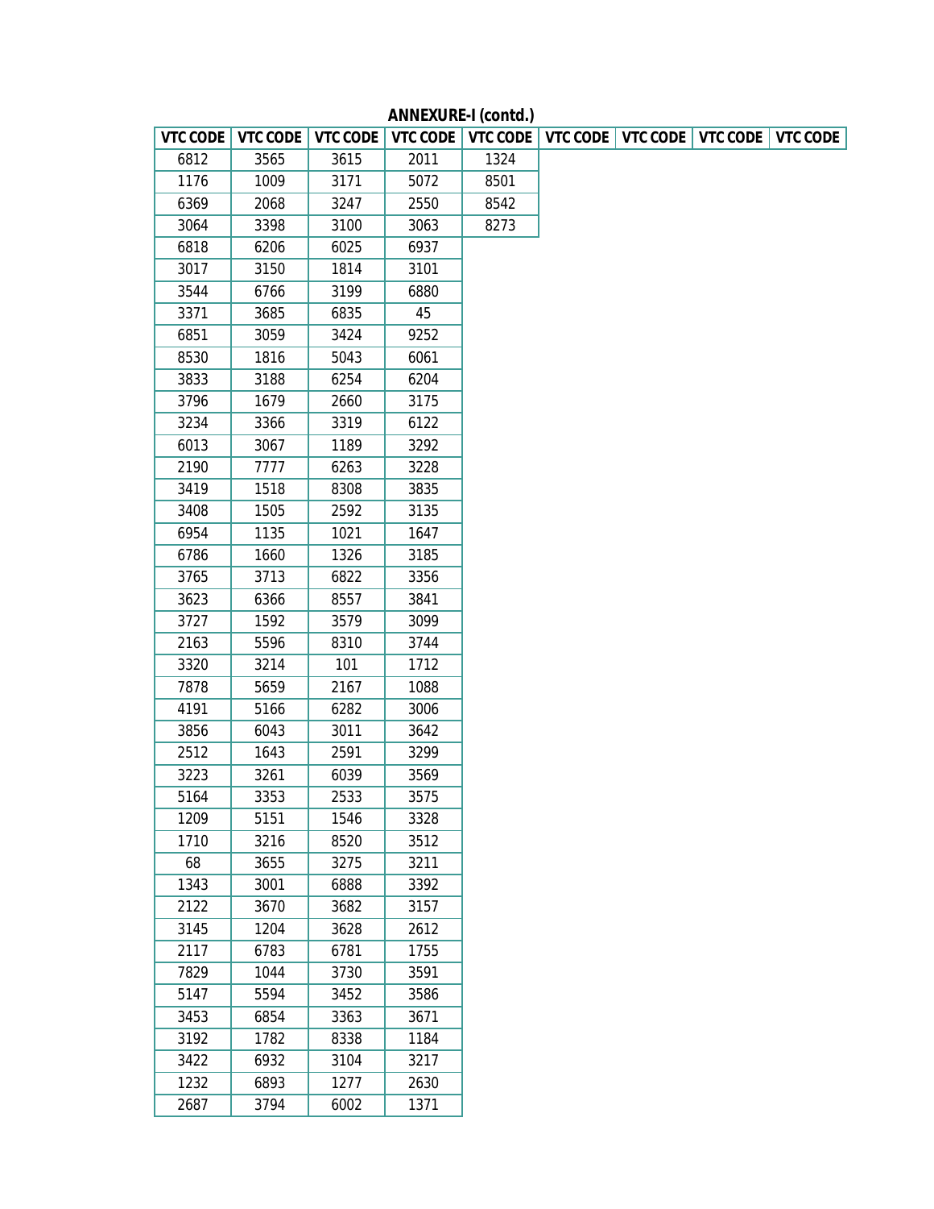**ANNEXURE-I (contd.)**

| VTC CODE | VTC CODE | VTC CODE | VTC CODE | VTC CODE | VTC CODE | VTC CODE | VTC CODE | VTC CODE |
|---|---|---|---|---|---|---|---|---|
| 6812 | 3565 | 3615 | 2011 | 1324 | | | | |
| 1176 | 1009 | 3171 | 5072 | 8501 | | | | |
| 6369 | 2068 | 3247 | 2550 | 8542 | | | | |
| 3064 | 3398 | 3100 | 3063 | 8273 | | | | |
| 6818 | 6206 | 6025 | 6937 | | | | | |
| 3017 | 3150 | 1814 | 3101 | | | | | |
| 3544 | 6766 | 3199 | 6880 | | | | | |
| 3371 | 3685 | 6835 | 45 | | | | | |
| 6851 | 3059 | 3424 | 9252 | | | | | |
| 8530 | 1816 | 5043 | 6061 | | | | | |
| 3833 | 3188 | 6254 | 6204 | | | | | |
| 3796 | 1679 | 2660 | 3175 | | | | | |
| 3234 | 3366 | 3319 | 6122 | | | | | |
| 6013 | 3067 | 1189 | 3292 | | | | | |
| 2190 | 7777 | 6263 | 3228 | | | | | |
| 3419 | 1518 | 8308 | 3835 | | | | | |
| 3408 | 1505 | 2592 | 3135 | | | | | |
| 6954 | 1135 | 1021 | 1647 | | | | | |
| 6786 | 1660 | 1326 | 3185 | | | | | |
| 3765 | 3713 | 6822 | 3356 | | | | | |
| 3623 | 6366 | 8557 | 3841 | | | | | |
| 3727 | 1592 | 3579 | 3099 | | | | | |
| 2163 | 5596 | 8310 | 3744 | | | | | |
| 3320 | 3214 | 101 | 1712 | | | | | |
| 7878 | 5659 | 2167 | 1088 | | | | | |
| 4191 | 5166 | 6282 | 3006 | | | | | |
| 3856 | 6043 | 3011 | 3642 | | | | | |
| 2512 | 1643 | 2591 | 3299 | | | | | |
| 3223 | 3261 | 6039 | 3569 | | | | | |
| 5164 | 3353 | 2533 | 3575 | | | | | |
| 1209 | 5151 | 1546 | 3328 | | | | | |
| 1710 | 3216 | 8520 | 3512 | | | | | |
| 68 | 3655 | 3275 | 3211 | | | | | |
| 1343 | 3001 | 6888 | 3392 | | | | | |
| 2122 | 3670 | 3682 | 3157 | | | | | |
| 3145 | 1204 | 3628 | 2612 | | | | | |
| 2117 | 6783 | 6781 | 1755 | | | | | |
| 7829 | 1044 | 3730 | 3591 | | | | | |
| 5147 | 5594 | 3452 | 3586 | | | | | |
| 3453 | 6854 | 3363 | 3671 | | | | | |
| 3192 | 1782 | 8338 | 1184 | | | | | |
| 3422 | 6932 | 3104 | 3217 | | | | | |
| 1232 | 6893 | 1277 | 2630 | | | | | |
| 2687 | 3794 | 6002 | 1371 | | | | | |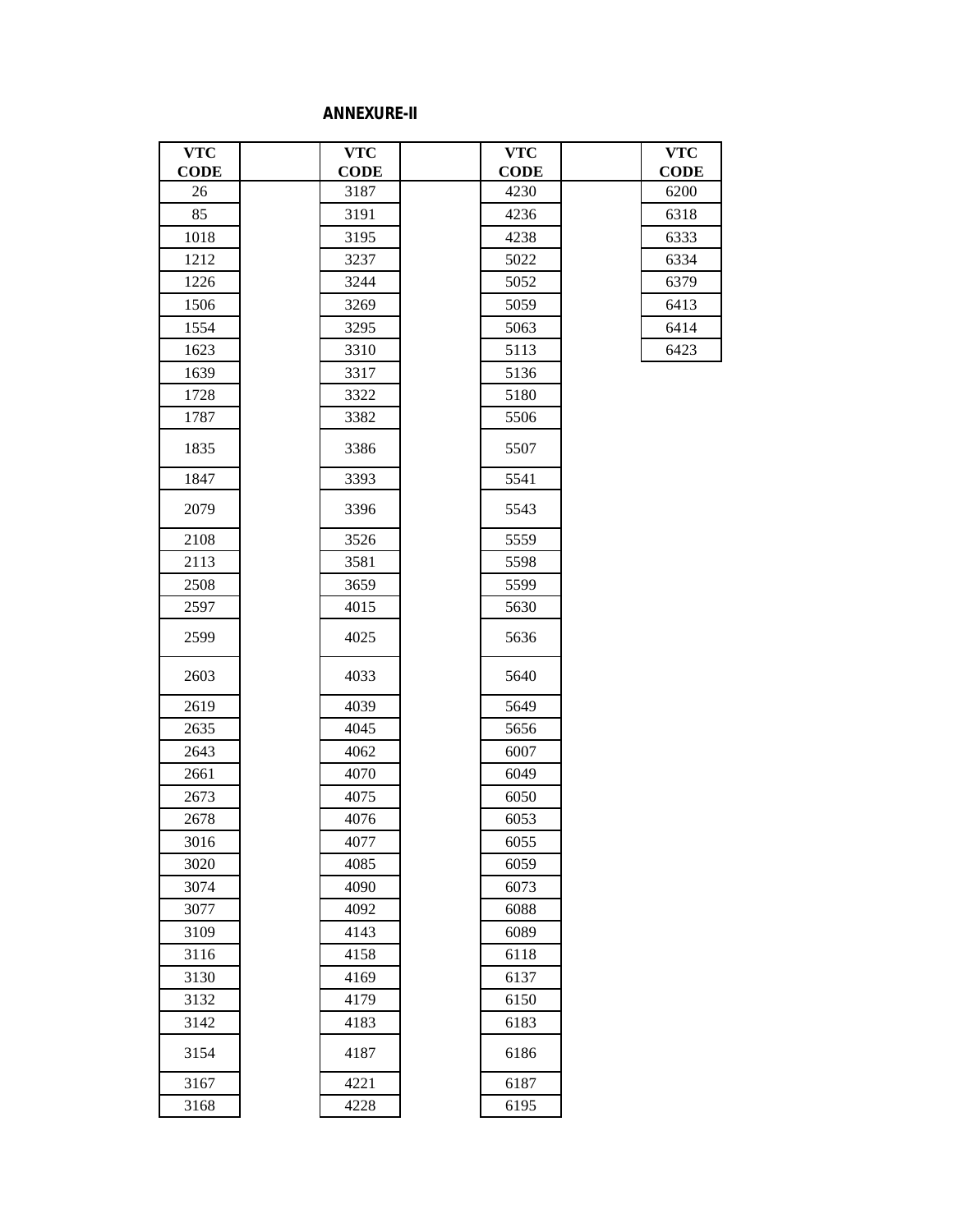**ANNEXURE-II**

| VTC CODE | VTC CODE | VTC CODE | VTC CODE |
|---|---|---|---|
| 26 | 3187 | 4230 | 6200 |
| 85 | 3191 | 4236 | 6318 |
| 1018 | 3195 | 4238 | 6333 |
| 1212 | 3237 | 5022 | 6334 |
| 1226 | 3244 | 5052 | 6379 |
| 1506 | 3269 | 5059 | 6413 |
| 1554 | 3295 | 5063 | 6414 |
| 1623 | 3310 | 5113 | 6423 |
| 1639 | 3317 | 5136 | |
| 1728 | 3322 | 5180 | |
| 1787 | 3382 | 5506 | |
| 1835 | 3386 | 5507 | |
| 1847 | 3393 | 5541 | |
| 2079 | 3396 | 5543 | |
| 2108 | 3526 | 5559 | |
| 2113 | 3581 | 5598 | |
| 2508 | 3659 | 5599 | |
| 2597 | 4015 | 5630 | |
| 2599 | 4025 | 5636 | |
| 2603 | 4033 | 5640 | |
| 2619 | 4039 | 5649 | |
| 2635 | 4045 | 5656 | |
| 2643 | 4062 | 6007 | |
| 2661 | 4070 | 6049 | |
| 2673 | 4075 | 6050 | |
| 2678 | 4076 | 6053 | |
| 3016 | 4077 | 6055 | |
| 3020 | 4085 | 6059 | |
| 3074 | 4090 | 6073 | |
| 3077 | 4092 | 6088 | |
| 3109 | 4143 | 6089 | |
| 3116 | 4158 | 6118 | |
| 3130 | 4169 | 6137 | |
| 3132 | 4179 | 6150 | |
| 3142 | 4183 | 6183 | |
| 3154 | 4187 | 6186 | |
| 3167 | 4221 | 6187 | |
| 3168 | 4228 | 6195 | |